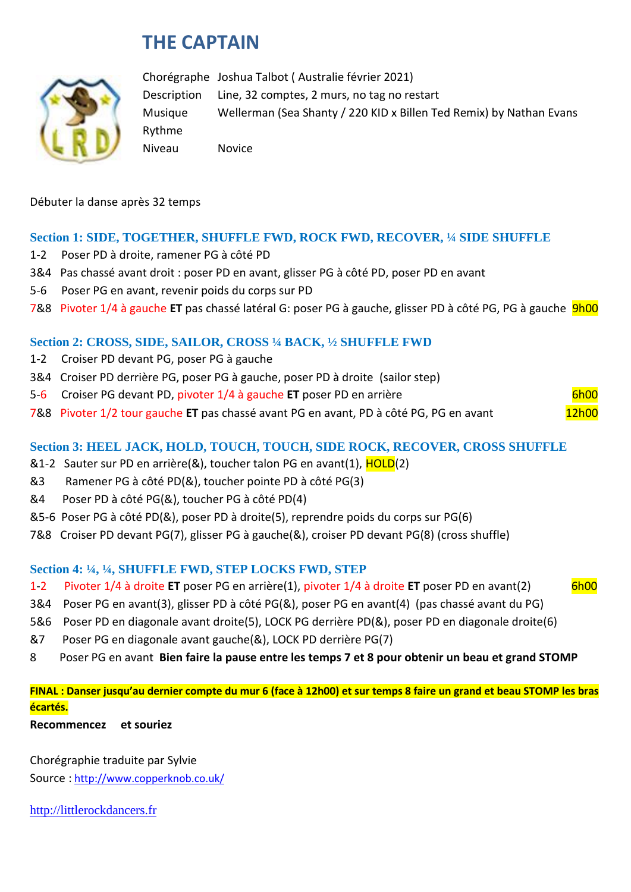# THE CAPTAIN

Chorégraphe Joshua Talbot ( Australie février 2021)
Description Line, 32 comptes, 2 murs, no tag no restart
Musique Wellerman (Sea Shanty / 220 KID x Billen Ted Remix) by Nathan Evans
Rythme
Niveau Novice

Débuter la danse après 32 temps

### Section 1: SIDE, TOGETHER, SHUFFLE FWD, ROCK FWD, RECOVER, ¼ SIDE SHUFFLE

1-2 Poser PD à droite, ramener PG à côté PD
3&4 Pas chassé avant droit : poser PD en avant, glisser PG à côté PD, poser PD en avant
5-6 Poser PG en avant, revenir poids du corps sur PD
7&8 Pivoter 1/4 à gauche **ET** pas chassé latéral G: poser PG à gauche, glisser PD à côté PG, PG à gauche 9h00

### Section 2: CROSS, SIDE, SAILOR, CROSS ¼ BACK, ½ SHUFFLE FWD

1-2 Croiser PD devant PG, poser PG à gauche
3&4 Croiser PD derrière PG, poser PG à gauche, poser PD à droite (sailor step)
5-6 Croiser PG devant PD, pivoter 1/4 à gauche **ET** poser PD en arrière 6h00
7&8 Pivoter 1/2 tour gauche **ET** pas chassé avant PG en avant, PD à côté PG, PG en avant 12h00

### Section 3: HEEL JACK, HOLD, TOUCH, TOUCH, SIDE ROCK, RECOVER, CROSS SHUFFLE

&1-2 Sauter sur PD en arrière(&), toucher talon PG en avant(1), HOLD(2)
&3 Ramener PG à côté PD(&), toucher pointe PD à côté PG(3)
&4 Poser PD à côté PG(&), toucher PG à côté PD(4)
&5-6 Poser PG à côté PD(&), poser PD à droite(5), reprendre poids du corps sur PG(6)
7&8 Croiser PD devant PG(7), glisser PG à gauche(&), croiser PD devant PG(8) (cross shuffle)

### Section 4: ¼, ¼, SHUFFLE FWD, STEP LOCKS FWD, STEP

1-2 Pivoter 1/4 à droite **ET** poser PG en arrière(1), pivoter 1/4 à droite **ET** poser PD en avant(2) 6h00
3&4 Poser PG en avant(3), glisser PD à côté PG(&), poser PG en avant(4) (pas chassé avant du PG)
5&6 Poser PD en diagonale avant droite(5), LOCK PG derrière PD(&), poser PD en diagonale droite(6)
&7 Poser PG en diagonale avant gauche(&), LOCK PD derrière PG(7)
8 Poser PG en avant **Bien faire la pause entre les temps 7 et 8 pour obtenir un beau et grand STOMP**

**FINAL : Danser jusqu'au dernier compte du mur 6 (face à 12h00) et sur temps 8 faire un grand et beau STOMP les bras écartés.**

**Recommencez et souriez**

Chorégraphie traduite par Sylvie
Source : http://www.copperknob.co.uk/

http://littlerockdancers.fr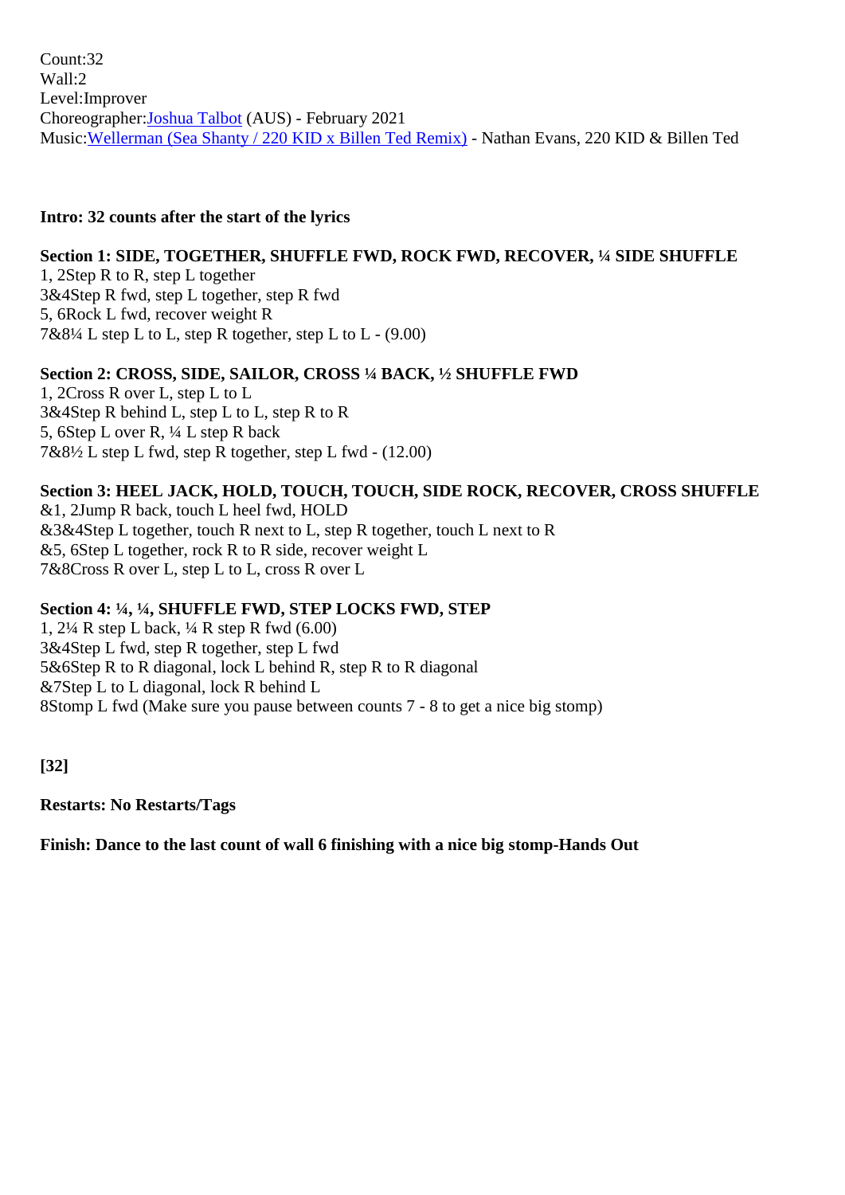Count:32
Wall:2
Level:Improver
Choreographer:Joshua Talbot (AUS) - February 2021
Music:Wellerman (Sea Shanty / 220 KID x Billen Ted Remix) - Nathan Evans, 220 KID & Billen Ted

**Intro: 32 counts after the start of the lyrics**

**Section 1: SIDE, TOGETHER, SHUFFLE FWD, ROCK FWD, RECOVER, ¼ SIDE SHUFFLE**
1, 2Step R to R, step L together
3&4Step R fwd, step L together, step R fwd
5, 6Rock L fwd, recover weight R
7&8¼ L step L to L, step R together, step L to L - (9.00)

**Section 2: CROSS, SIDE, SAILOR, CROSS ¼ BACK, ½ SHUFFLE FWD**
1, 2Cross R over L, step L to L
3&4Step R behind L, step L to L, step R to R
5, 6Step L over R, ¼ L step R back
7&8½ L step L fwd, step R together, step L fwd - (12.00)

**Section 3: HEEL JACK, HOLD, TOUCH, TOUCH, SIDE ROCK, RECOVER, CROSS SHUFFLE**
&1, 2Jump R back, touch L heel fwd, HOLD
&3&4Step L together, touch R next to L, step R together, touch L next to R
&5, 6Step L together, rock R to R side, recover weight L
7&8Cross R over L, step L to L, cross R over L

**Section 4: ¼, ¼, SHUFFLE FWD, STEP LOCKS FWD, STEP**
1, 2¼ R step L back, ¼ R step R fwd (6.00)
3&4Step L fwd, step R together, step L fwd
5&6Step R to R diagonal, lock L behind R, step R to R diagonal
&7Step L to L diagonal, lock R behind L
8Stomp L fwd (Make sure you pause between counts 7 - 8 to get a nice big stomp)

**[32]**

**Restarts: No Restarts/Tags**

**Finish: Dance to the last count of wall 6 finishing with a nice big stomp-Hands Out**